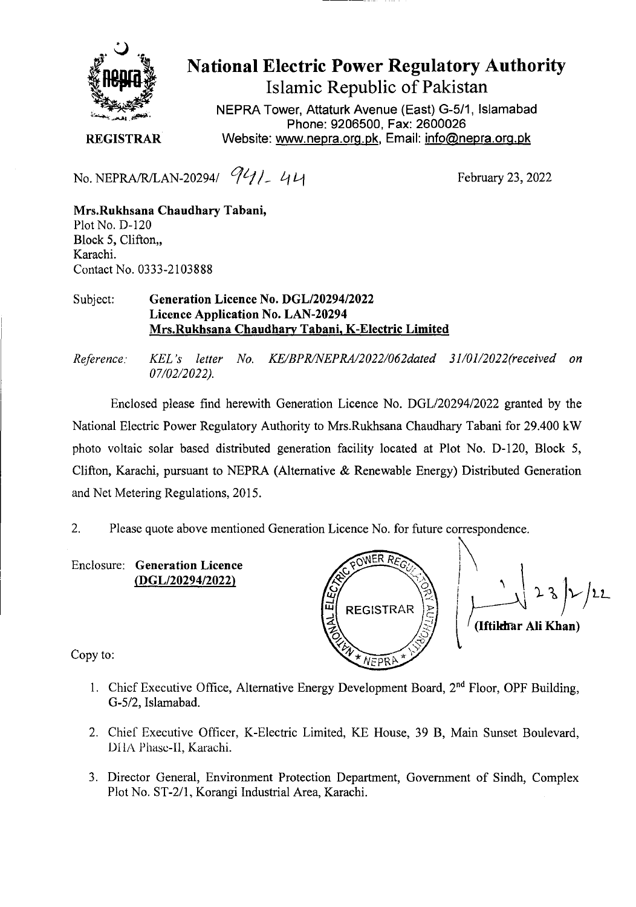# National Electric Power Regulatory Authority

## Islamic Republic of Pakistan

NEPRA Tower, Attaturk Avenue (East) G-5/1, Islamabad
Phone: 9206500, Fax: 2600026
Website: www.nepra.org.pk, Email: info@nepra.org.pk

**REGISTRAR**

No. NEPRA/R/LAN-20294/ 941- 44

February 23, 2022

**Mrs.Rukhsana Chaudhary Tabani,**
Plot No. D-120
Block 5, Clifton,,
Karachi.
Contact No. 0333-2103888

Subject: **Generation Licence No. DGL/20294/2022**
**Licence Application No. LAN-20294**
**Mrs.Rukhsana Chaudhary Tabani, K-Electric Limited**

*Reference: KEL's letter No. KE/BPR/NEPRA/2022/062dated 31/01/2022(received on 07/02/2022).*

Enclosed please find herewith Generation Licence No. DGL/20294/2022 granted by the National Electric Power Regulatory Authority to Mrs.Rukhsana Chaudhary Tabani for 29.400 kW photo voltaic solar based distributed generation facility located at Plot No. D-120, Block 5, Clifton, Karachi, pursuant to NEPRA (Alternative & Renewable Energy) Distributed Generation and Net Metering Regulations, 2015.

2. Please quote above mentioned Generation Licence No. for future correspondence.

Enclosure: **Generation Licence (DGL/20294/2022)**

23/2/22
**(Iftikhar Ali Khan)**

Copy to:

1. Chief Executive Office, Alternative Energy Development Board, 2nd Floor, OPF Building, G-5/2, Islamabad.
2. Chief Executive Officer, K-Electric Limited, KE House, 39 B, Main Sunset Boulevard, DHA Phase-II, Karachi.
3. Director General, Environment Protection Department, Government of Sindh, Complex Plot No. ST-2/1, Korangi Industrial Area, Karachi.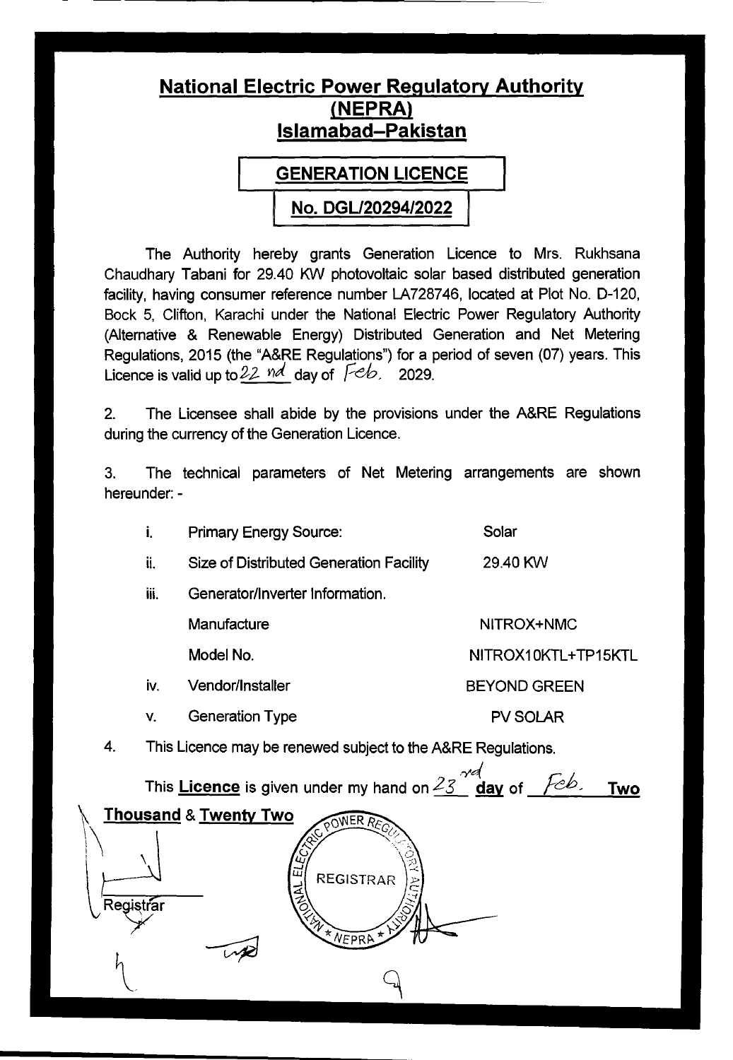# National Electric Power Regulatory Authority (NEPRA) Islamabad–Pakistan

## GENERATION LICENCE

## No. DGL/20294/2022

The Authority hereby grants Generation Licence to Mrs. Rukhsana Chaudhary Tabani for 29.40 KW photovoltaic solar based distributed generation facility, having consumer reference number LA728746, located at Plot No. D-120, Bock 5, Clifton, Karachi under the National Electric Power Regulatory Authority (Alternative & Renewable Energy) Distributed Generation and Net Metering Regulations, 2015 (the "A&RE Regulations") for a period of seven (07) years. This Licence is valid up to 22 nd day of Feb. 2029.

2. The Licensee shall abide by the provisions under the A&RE Regulations during the currency of the Generation Licence.

3. The technical parameters of Net Metering arrangements are shown hereunder: -

| | | |
|---|---|---|
| i. | Primary Energy Source: | Solar |
| ii. | Size of Distributed Generation Facility | 29.40 KW |
| iii. | Generator/Inverter Information. | |
| | Manufacture | NITROX+NMC |
| | Model No. | NITROX10KTL+TP15KTL |
| iv. | Vendor/Installer | BEYOND GREEN |
| v. | Generation Type | PV SOLAR |

4. This Licence may be renewed subject to the A&RE Regulations.

This **Licence** is given under my hand on 23 rd **day** of Feb. **Two Thousand** & **Twenty Two**

Registrar

REGISTRAR
NATIONAL ELECTRIC POWER REGULATORY AUTHORITY
NEPRA